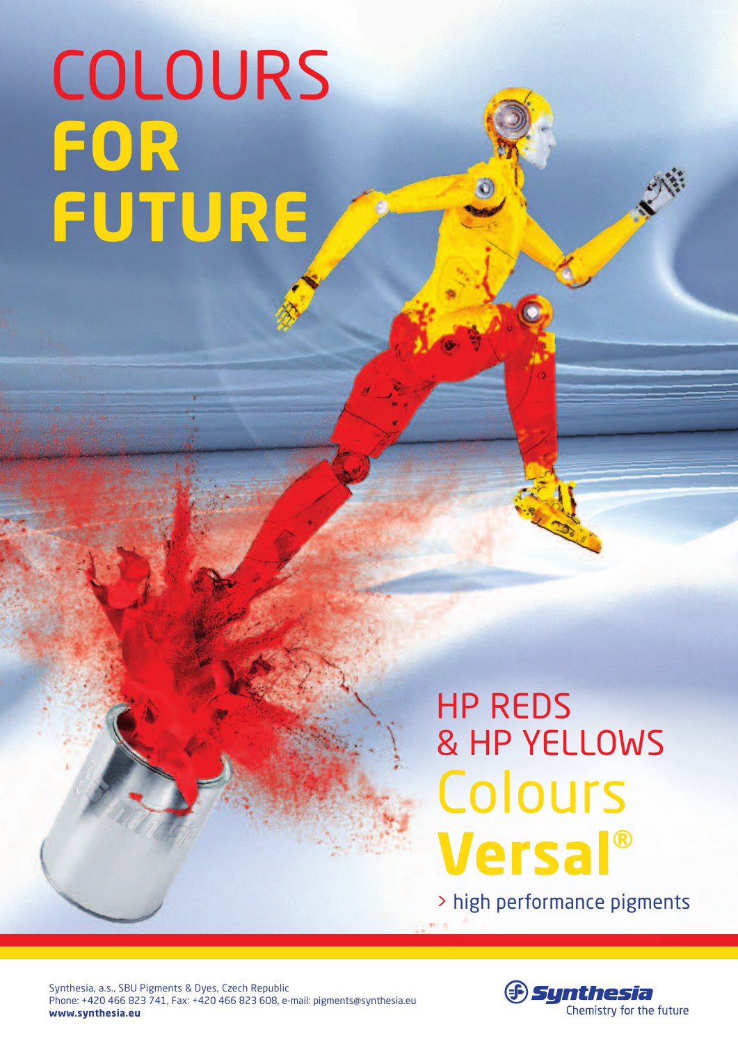# COLOURS FOR FUTURE

## HP REDS & HP YELLOWS

## Colours Versal®

> high performance pigments

Synthesia, a.s., SBU Pigments & Dyes, Czech Republic
Phone: +420 466 823 741, Fax: +420 466 823 608, e-mail: pigments@synthesia.eu
**www.synthesia.eu**

**Synthesia**
Chemistry for the future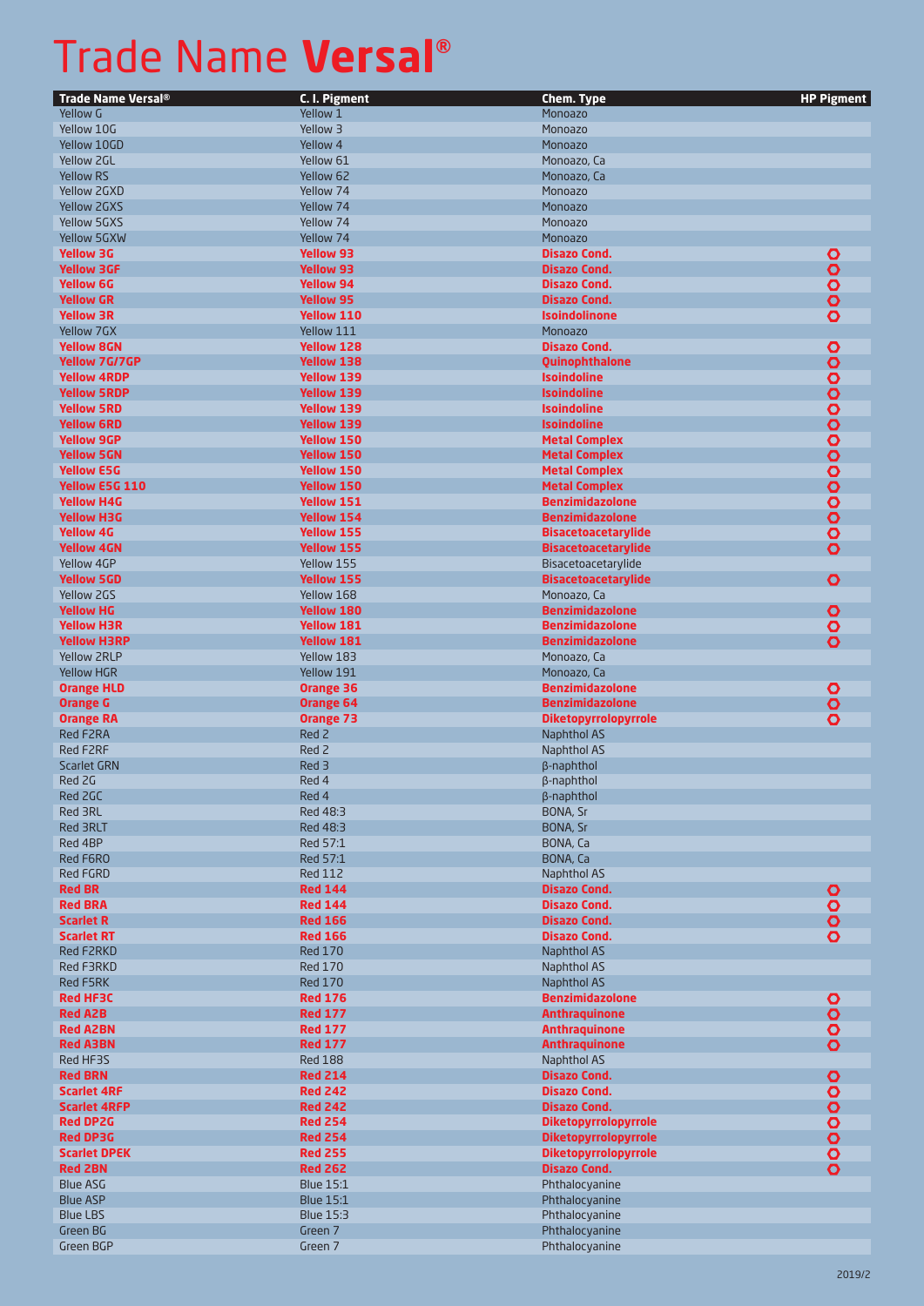# Trade Name **Versal**®

| Trade Name Versal® | C. I. Pigment | Chem. Type | HP Pigment |
|---|---|---|---|
| Yellow G | Yellow 1 | Monoazo | |
| Yellow 10G | Yellow 3 | Monoazo | |
| Yellow 10GD | Yellow 4 | Monoazo | |
| Yellow 2GL | Yellow 61 | Monoazo, Ca | |
| Yellow RS | Yellow 62 | Monoazo, Ca | |
| Yellow 2GXD | Yellow 74 | Monoazo | |
| Yellow 2GXS | Yellow 74 | Monoazo | |
| Yellow 5GXS | Yellow 74 | Monoazo | |
| Yellow 5GXW | Yellow 74 | Monoazo | |
| **Yellow 3G** | **Yellow 93** | **Disazo Cond.** | O |
| **Yellow 3GF** | **Yellow 93** | **Disazo Cond.** | O |
| **Yellow 6G** | **Yellow 94** | **Disazo Cond.** | O |
| **Yellow GR** | **Yellow 95** | **Disazo Cond.** | O |
| **Yellow 3R** | **Yellow 110** | **Isoindolinone** | O |
| Yellow 7GX | Yellow 111 | Monoazo | |
| **Yellow 8GN** | **Yellow 128** | **Disazo Cond.** | O |
| **Yellow 7G/7GP** | **Yellow 138** | **Quinophthalone** | O |
| **Yellow 4RDP** | **Yellow 139** | **Isoindoline** | O |
| **Yellow 5RDP** | **Yellow 139** | **Isoindoline** | O |
| **Yellow 5RD** | **Yellow 139** | **Isoindoline** | O |
| **Yellow 6RD** | **Yellow 139** | **Isoindoline** | O |
| **Yellow 9GP** | **Yellow 150** | **Metal Complex** | O |
| **Yellow 5GN** | **Yellow 150** | **Metal Complex** | O |
| **Yellow E5G** | **Yellow 150** | **Metal Complex** | O |
| **Yellow E5G 110** | **Yellow 150** | **Metal Complex** | O |
| **Yellow H4G** | **Yellow 151** | **Benzimidazolone** | O |
| **Yellow H3G** | **Yellow 154** | **Benzimidazolone** | O |
| **Yellow 4G** | **Yellow 155** | **Bisacetoacetarylide** | O |
| **Yellow 4GN** | **Yellow 155** | **Bisacetoacetarylide** | O |
| Yellow 4GP | Yellow 155 | Bisacetoacetarylide | |
| **Yellow 5GD** | **Yellow 155** | **Bisacetoacetarylide** | O |
| Yellow 2GS | Yellow 168 | Monoazo, Ca | |
| **Yellow HG** | **Yellow 180** | **Benzimidazolone** | O |
| **Yellow H3R** | **Yellow 181** | **Benzimidazolone** | O |
| **Yellow H3RP** | **Yellow 181** | **Benzimidazolone** | O |
| Yellow 2RLP | Yellow 183 | Monoazo, Ca | |
| Yellow HGR | Yellow 191 | Monoazo, Ca | |
| **Orange HLD** | **Orange 36** | **Benzimidazolone** | O |
| **Orange G** | **Orange 64** | **Benzimidazolone** | O |
| **Orange RA** | **Orange 73** | **Diketopyrrolopyrrole** | O |
| Red F2RA | Red 2 | Naphthol AS | |
| Red F2RF | Red 2 | Naphthol AS | |
| Scarlet GRN | Red 3 | β-naphthol | |
| Red 2G | Red 4 | β-naphthol | |
| Red 2GC | Red 4 | β-naphthol | |
| Red 3RL | Red 48:3 | BONA, Sr | |
| Red 3RLT | Red 48:3 | BONA, Sr | |
| Red 4BP | Red 57:1 | BONA, Ca | |
| Red F6RO | Red 57:1 | BONA, Ca | |
| Red FGRD | Red 112 | Naphthol AS | |
| **Red BR** | **Red 144** | **Disazo Cond.** | O |
| **Red BRA** | **Red 144** | **Disazo Cond.** | O |
| **Scarlet R** | **Red 166** | **Disazo Cond.** | O |
| **Scarlet RT** | **Red 166** | **Disazo Cond.** | O |
| Red F2RKD | Red 170 | Naphthol AS | |
| Red F3RKD | Red 170 | Naphthol AS | |
| Red F5RK | Red 170 | Naphthol AS | |
| **Red HF3C** | **Red 176** | **Benzimidazolone** | O |
| **Red A2B** | **Red 177** | **Anthraquinone** | O |
| **Red A2BN** | **Red 177** | **Anthraquinone** | O |
| **Red A3BN** | **Red 177** | **Anthraquinone** | O |
| Red HF3S | Red 188 | Naphthol AS | |
| **Red BRN** | **Red 214** | **Disazo Cond.** | O |
| **Scarlet 4RF** | **Red 242** | **Disazo Cond.** | O |
| **Scarlet 4RFP** | **Red 242** | **Disazo Cond.** | O |
| **Red DP2G** | **Red 254** | **Diketopyrrolopyrrole** | O |
| **Red DP3G** | **Red 254** | **Diketopyrrolopyrrole** | O |
| **Scarlet DPEK** | **Red 255** | **Diketopyrrolopyrrole** | O |
| **Red 2BN** | **Red 262** | **Disazo Cond.** | O |
| Blue ASG | Blue 15:1 | Phthalocyanine | |
| Blue ASP | Blue 15:1 | Phthalocyanine | |
| Blue LBS | Blue 15:3 | Phthalocyanine | |
| Green BG | Green 7 | Phthalocyanine | |
| Green BGP | Green 7 | Phthalocyanine | |

2019/2